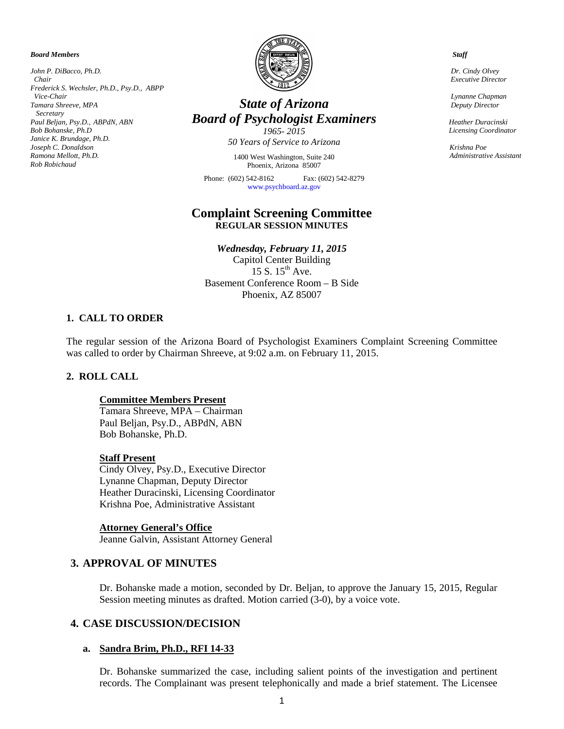*Board Members*

*John P. DiBacco, Ph.D.*
*Chair*
*Frederick S. Wechsler, Ph.D., Psy.D., ABPP*
*Vice-Chair*
*Tamara Shreeve, MPA*
*Secretary*
*Paul Beljan, Psy.D., ABPdN, ABN*
*Bob Bohanske, Ph.D*
*Janice K. Brundage, Ph.D.*
*Joseph C. Donaldson*
*Ramona Mellott, Ph.D.*
*Rob Robichaud*

# *State of Arizona*
# *Board of Psychologist Examiners*

*1965- 2015*
*50 Years of Service to Arizona*

1400 West Washington, Suite 240
Phoenix, Arizona 85007

Phone: (602) 542-8162 Fax: (602) 542-8279
www.psychboard.az.gov

*Staff*

*Dr. Cindy Olvey*
*Executive Director*

*Lynanne Chapman*
*Deputy Director*

*Heather Duracinski*
*Licensing Coordinator*

*Krishna Poe*
*Administrative Assistant*

## Complaint Screening Committee
**REGULAR SESSION MINUTES**

***Wednesday, February 11, 2015***
Capitol Center Building
15 S. 15th Ave.
Basement Conference Room – B Side
Phoenix, AZ 85007

### 1. CALL TO ORDER

The regular session of the Arizona Board of Psychologist Examiners Complaint Screening Committee was called to order by Chairman Shreeve, at 9:02 a.m. on February 11, 2015.

### 2. ROLL CALL

**Committee Members Present**
Tamara Shreeve, MPA – Chairman
Paul Beljan, Psy.D., ABPdN, ABN
Bob Bohanske, Ph.D.

**Staff Present**
Cindy Olvey, Psy.D., Executive Director
Lynanne Chapman, Deputy Director
Heather Duracinski, Licensing Coordinator
Krishna Poe, Administrative Assistant

**Attorney General's Office**
Jeanne Galvin, Assistant Attorney General

### 3. APPROVAL OF MINUTES

Dr. Bohanske made a motion, seconded by Dr. Beljan, to approve the January 15, 2015, Regular Session meeting minutes as drafted. Motion carried (3-0), by a voice vote.

### 4. CASE DISCUSSION/DECISION

#### a. Sandra Brim, Ph.D., RFI 14-33

Dr. Bohanske summarized the case, including salient points of the investigation and pertinent records. The Complainant was present telephonically and made a brief statement. The Licensee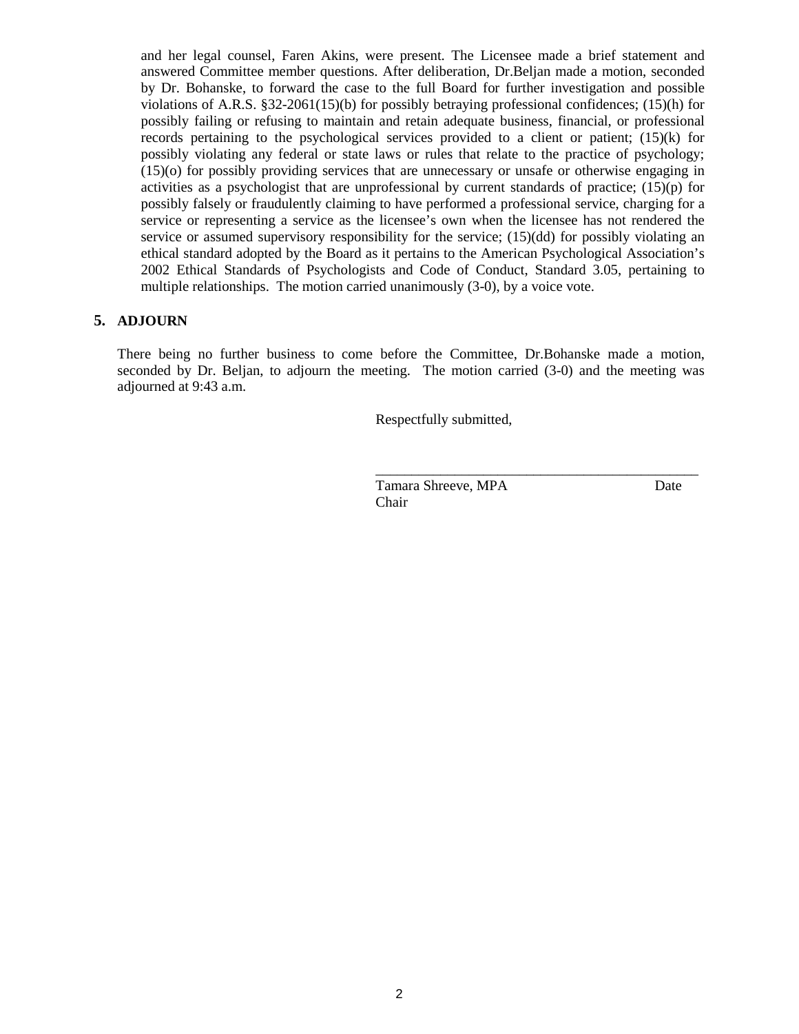and her legal counsel, Faren Akins, were present. The Licensee made a brief statement and answered Committee member questions. After deliberation, Dr.Beljan made a motion, seconded by Dr. Bohanske, to forward the case to the full Board for further investigation and possible violations of A.R.S. §32-2061(15)(b) for possibly betraying professional confidences; (15)(h) for possibly failing or refusing to maintain and retain adequate business, financial, or professional records pertaining to the psychological services provided to a client or patient; (15)(k) for possibly violating any federal or state laws or rules that relate to the practice of psychology; (15)(o) for possibly providing services that are unnecessary or unsafe or otherwise engaging in activities as a psychologist that are unprofessional by current standards of practice; (15)(p) for possibly falsely or fraudulently claiming to have performed a professional service, charging for a service or representing a service as the licensee's own when the licensee has not rendered the service or assumed supervisory responsibility for the service; (15)(dd) for possibly violating an ethical standard adopted by the Board as it pertains to the American Psychological Association's 2002 Ethical Standards of Psychologists and Code of Conduct, Standard 3.05, pertaining to multiple relationships. The motion carried unanimously (3-0), by a voice vote.

## 5. ADJOURN

There being no further business to come before the Committee, Dr.Bohanske made a motion, seconded by Dr. Beljan, to adjourn the meeting. The motion carried (3-0) and the meeting was adjourned at 9:43 a.m.

Respectfully submitted,

\_\_\_\_\_\_\_\_\_\_\_\_\_\_\_\_\_\_\_\_\_\_\_\_\_\_\_\_\_\_\_\_\_\_\_\_\_\_\_\_\_\_\_\_

Tamara Shreeve, MPA Date

Chair